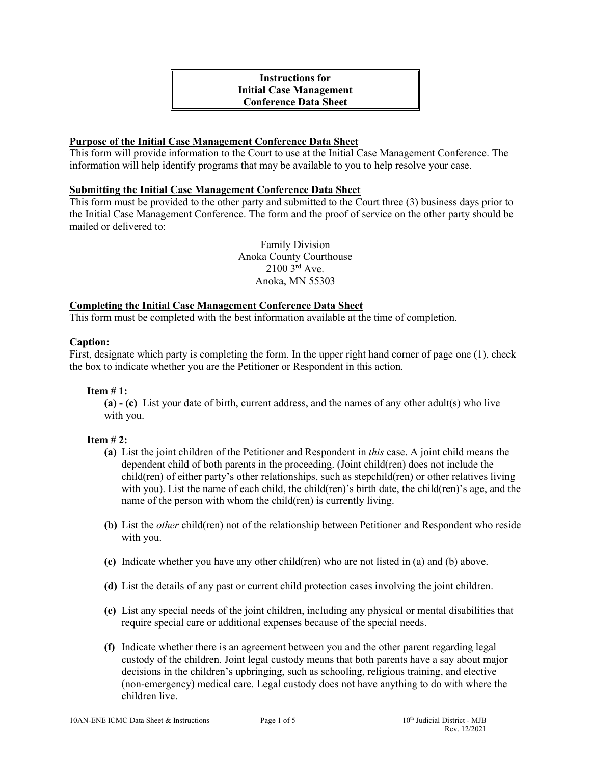# Instructions for Initial Case Management Conference Data Sheet

## Purpose of the Initial Case Management Conference Data Sheet

This form will provide information to the Court to use at the Initial Case Management Conference. The information will help identify programs that may be available to you to help resolve your case.

## Submitting the Initial Case Management Conference Data Sheet

This form must be provided to the other party and submitted to the Court three (3) business days prior to the Initial Case Management Conference. The form and the proof of service on the other party should be mailed or delivered to:

Family Division
Anoka County Courthouse
2100 3rd Ave.
Anoka, MN 55303

## Completing the Initial Case Management Conference Data Sheet

This form must be completed with the best information available at the time of completion.

**Caption:**
First, designate which party is completing the form. In the upper right hand corner of page one (1), check the box to indicate whether you are the Petitioner or Respondent in this action.

**Item # 1:**

**(a) - (c)** List your date of birth, current address, and the names of any other adult(s) who live with you.

**Item # 2:**

- **(a)** List the joint children of the Petitioner and Respondent in ***this*** case. A joint child means the dependent child of both parents in the proceeding. (Joint child(ren) does not include the child(ren) of either party's other relationships, such as stepchild(ren) or other relatives living with you). List the name of each child, the child(ren)'s birth date, the child(ren)'s age, and the name of the person with whom the child(ren) is currently living.

- **(b)** List the ***other*** child(ren) not of the relationship between Petitioner and Respondent who reside with you.

- **(c)** Indicate whether you have any other child(ren) who are not listed in (a) and (b) above.

- **(d)** List the details of any past or current child protection cases involving the joint children.

- **(e)** List any special needs of the joint children, including any physical or mental disabilities that require special care or additional expenses because of the special needs.

- **(f)** Indicate whether there is an agreement between you and the other parent regarding legal custody of the children. Joint legal custody means that both parents have a say about major decisions in the children's upbringing, such as schooling, religious training, and elective (non-emergency) medical care. Legal custody does not have anything to do with where the children live.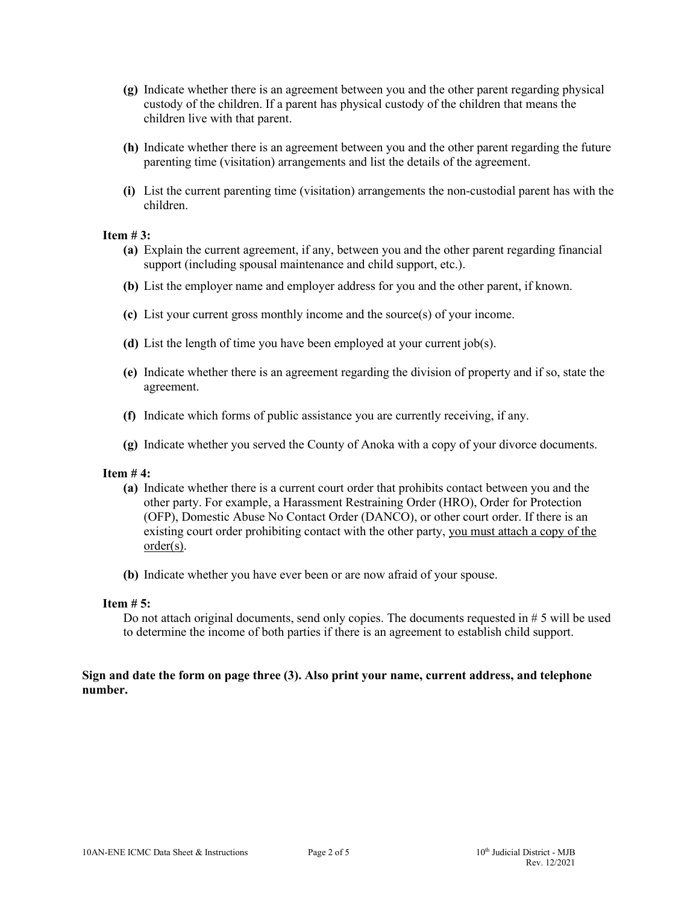- **(g)** Indicate whether there is an agreement between you and the other parent regarding physical custody of the children. If a parent has physical custody of the children that means the children live with that parent.
- **(h)** Indicate whether there is an agreement between you and the other parent regarding the future parenting time (visitation) arrangements and list the details of the agreement.
- **(i)** List the current parenting time (visitation) arrangements the non-custodial parent has with the children.

**Item # 3:**

- **(a)** Explain the current agreement, if any, between you and the other parent regarding financial support (including spousal maintenance and child support, etc.).
- **(b)** List the employer name and employer address for you and the other parent, if known.
- **(c)** List your current gross monthly income and the source(s) of your income.
- **(d)** List the length of time you have been employed at your current job(s).
- **(e)** Indicate whether there is an agreement regarding the division of property and if so, state the agreement.
- **(f)** Indicate which forms of public assistance you are currently receiving, if any.
- **(g)** Indicate whether you served the County of Anoka with a copy of your divorce documents.

**Item # 4:**

- **(a)** Indicate whether there is a current court order that prohibits contact between you and the other party. For example, a Harassment Restraining Order (HRO), Order for Protection (OFP), Domestic Abuse No Contact Order (DANCO), or other court order. If there is an existing court order prohibiting contact with the other party, <u>you must attach a copy of the order(s)</u>.
- **(b)** Indicate whether you have ever been or are now afraid of your spouse.

**Item # 5:**

Do not attach original documents, send only copies. The documents requested in # 5 will be used to determine the income of both parties if there is an agreement to establish child support.

**Sign and date the form on page three (3). Also print your name, current address, and telephone number.**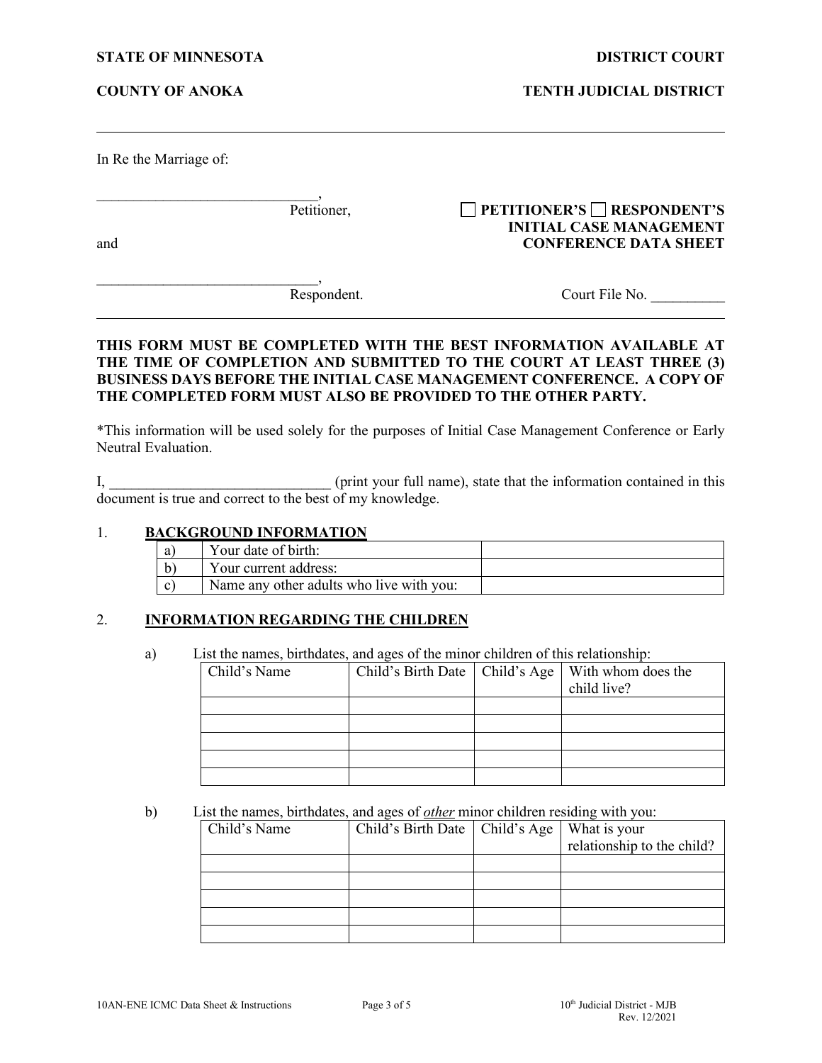**STATE OF MINNESOTA** **DISTRICT COURT**

**COUNTY OF ANOKA** **TENTH JUDICIAL DISTRICT**

---

In Re the Marriage of:

_______________________________,
Petitioner,

and

_______________________________,
Respondent.

☐ **PETITIONER'S** ☐ **RESPONDENT'S INITIAL CASE MANAGEMENT CONFERENCE DATA SHEET**

Court File No. __________

---

**THIS FORM MUST BE COMPLETED WITH THE BEST INFORMATION AVAILABLE AT THE TIME OF COMPLETION AND SUBMITTED TO THE COURT AT LEAST THREE (3) BUSINESS DAYS BEFORE THE INITIAL CASE MANAGEMENT CONFERENCE. A COPY OF THE COMPLETED FORM MUST ALSO BE PROVIDED TO THE OTHER PARTY.**

*This information will be used solely for the purposes of Initial Case Management Conference or Early Neutral Evaluation.

I, ______________________________ (print your full name), state that the information contained in this document is true and correct to the best of my knowledge.

## 1. BACKGROUND INFORMATION

| | | |
|---|---|---|
| a) | Your date of birth: | |
| b) | Your current address: | |
| c) | Name any other adults who live with you: | |

## 2. INFORMATION REGARDING THE CHILDREN

a) List the names, birthdates, and ages of the minor children of this relationship:

| Child's Name | Child's Birth Date | Child's Age | With whom does the child live? |
|---|---|---|---|
| | | | |
| | | | |
| | | | |
| | | | |
| | | | |

b) List the names, birthdates, and ages of *other* minor children residing with you:

| Child's Name | Child's Birth Date | Child's Age | What is your relationship to the child? |
|---|---|---|---|
| | | | |
| | | | |
| | | | |
| | | | |
| | | | |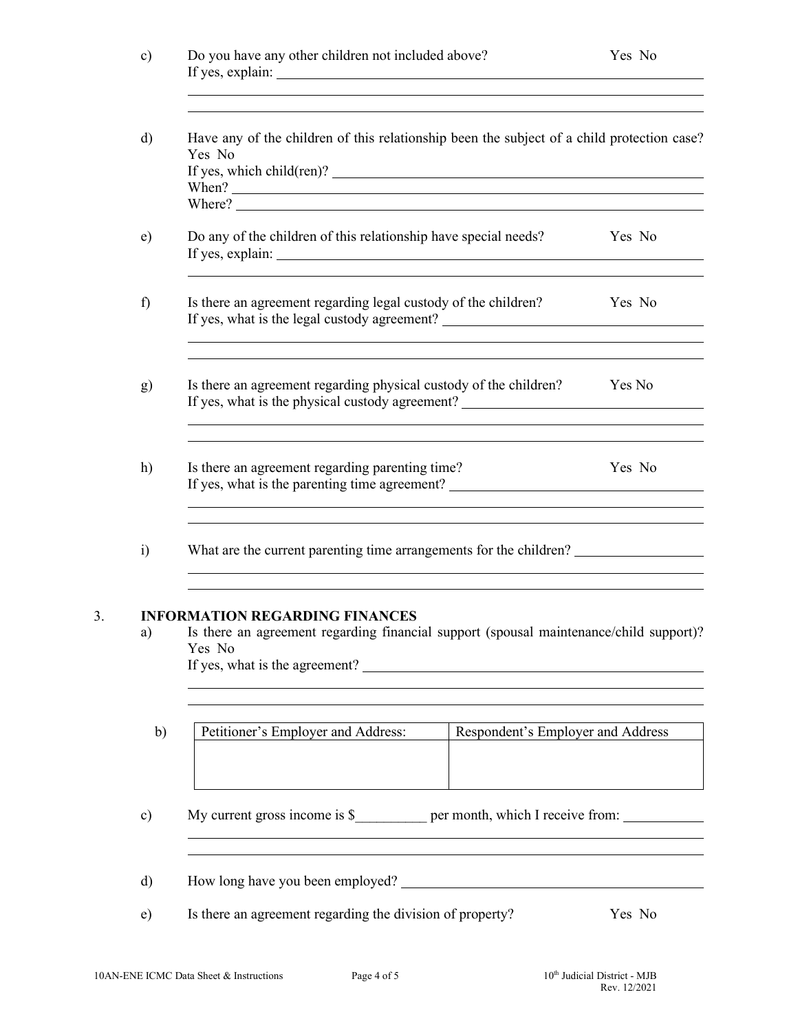c) Do you have any other children not included above? Yes No

If yes, explain: \_\_\_\_\_\_\_\_\_\_\_\_\_\_\_\_\_\_\_\_\_\_\_\_\_\_\_\_\_\_\_\_\_\_\_\_\_\_\_\_

d) Have any of the children of this relationship been the subject of a child protection case? Yes No

If yes, which child(ren)? \_\_\_\_\_\_\_\_\_\_\_\_\_\_\_\_\_\_\_\_\_\_\_\_\_\_\_\_\_\_\_\_

When? \_\_\_\_\_\_\_\_\_\_\_\_\_\_\_\_\_\_\_\_\_\_\_\_\_\_\_\_\_\_\_\_\_\_\_\_\_\_\_\_

Where? \_\_\_\_\_\_\_\_\_\_\_\_\_\_\_\_\_\_\_\_\_\_\_\_\_\_\_\_\_\_\_\_\_\_\_\_\_\_\_\_

e) Do any of the children of this relationship have special needs? Yes No

If yes, explain: \_\_\_\_\_\_\_\_\_\_\_\_\_\_\_\_\_\_\_\_\_\_\_\_\_\_\_\_\_\_\_\_\_\_\_\_\_\_\_\_

f) Is there an agreement regarding legal custody of the children? Yes No

If yes, what is the legal custody agreement? \_\_\_\_\_\_\_\_\_\_\_\_\_\_\_\_\_\_\_\_\_\_\_\_\_\_\_\_\_\_

g) Is there an agreement regarding physical custody of the children? Yes No

If yes, what is the physical custody agreement? \_\_\_\_\_\_\_\_\_\_\_\_\_\_\_\_\_\_\_\_\_\_\_\_\_\_\_\_\_\_

h) Is there an agreement regarding parenting time? Yes No

If yes, what is the parenting time agreement? \_\_\_\_\_\_\_\_\_\_\_\_\_\_\_\_\_\_\_\_\_\_\_\_\_\_\_\_\_\_

i) What are the current parenting time arrangements for the children? \_\_\_\_\_\_\_\_\_\_\_\_\_\_\_\_\_\_\_\_

## 3. INFORMATION REGARDING FINANCES

a) Is there an agreement regarding financial support (spousal maintenance/child support)? Yes No

If yes, what is the agreement? \_\_\_\_\_\_\_\_\_\_\_\_\_\_\_\_\_\_\_\_\_\_\_\_\_\_\_\_\_\_\_\_\_\_\_\_\_\_\_\_

b)

| Petitioner's Employer and Address: | Respondent's Employer and Address |
|---|---|
| | |

c) My current gross income is $\_\_\_\_\_\_\_\_\_\_ per month, which I receive from: \_\_\_\_\_\_\_\_\_\_\_\_

d) How long have you been employed? \_\_\_\_\_\_\_\_\_\_\_\_\_\_\_\_\_\_\_\_\_\_\_\_\_\_\_\_\_\_\_\_\_\_\_\_\_\_\_\_

e) Is there an agreement regarding the division of property? Yes No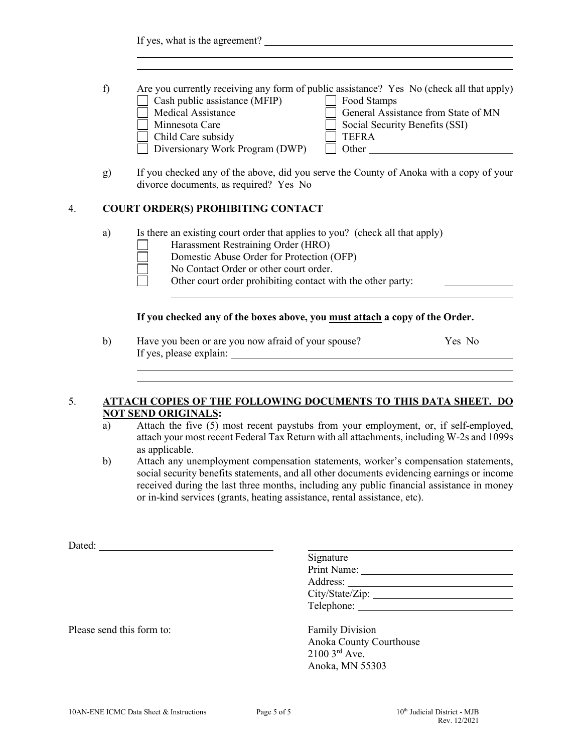If yes, what is the agreement? ______________________________________________

______________________________________________________________________

______________________________________________________________________

f) Are you currently receiving any form of public assistance? Yes No (check all that apply)

- ☐ Cash public assistance (MFIP)
- ☐ Medical Assistance
- ☐ Minnesota Care
- ☐ Child Care subsidy
- ☐ Diversionary Work Program (DWP)
- ☐ Food Stamps
- ☐ General Assistance from State of MN
- ☐ Social Security Benefits (SSI)
- ☐ TEFRA
- ☐ Other ____________________________

g) If you checked any of the above, did you serve the County of Anoka with a copy of your divorce documents, as required? Yes No

## 4. COURT ORDER(S) PROHIBITING CONTACT

a) Is there an existing court order that applies to you? (check all that apply)

- ☐ Harassment Restraining Order (HRO)
- ☐ Domestic Abuse Order for Protection (OFP)
- ☐ No Contact Order or other court order.
- ☐ Other court order prohibiting contact with the other party: ____________

______________________________________________________________________

**If you checked any of the boxes above, you <u>must attach</u> a copy of the Order.**

b) Have you been or are you now afraid of your spouse? Yes No

If yes, please explain: ______________________________________________

______________________________________________________________________

______________________________________________________________________

## 5. <u>ATTACH COPIES OF THE FOLLOWING DOCUMENTS TO THIS DATA SHEET. DO NOT SEND ORIGINALS</u>:

a) Attach the five (5) most recent paystubs from your employment, or, if self-employed, attach your most recent Federal Tax Return with all attachments, including W-2s and 1099s as applicable.

b) Attach any unemployment compensation statements, worker's compensation statements, social security benefits statements, and all other documents evidencing earnings or income received during the last three months, including any public financial assistance in money or in-kind services (grants, heating assistance, rental assistance, etc).

Dated: ______________________________

______________________________
Signature
Print Name: ______________________
Address: _________________________
City/State/Zip: ____________________
Telephone: _______________________

Please send this form to:

Family Division
Anoka County Courthouse
2100 3rd Ave.
Anoka, MN 55303